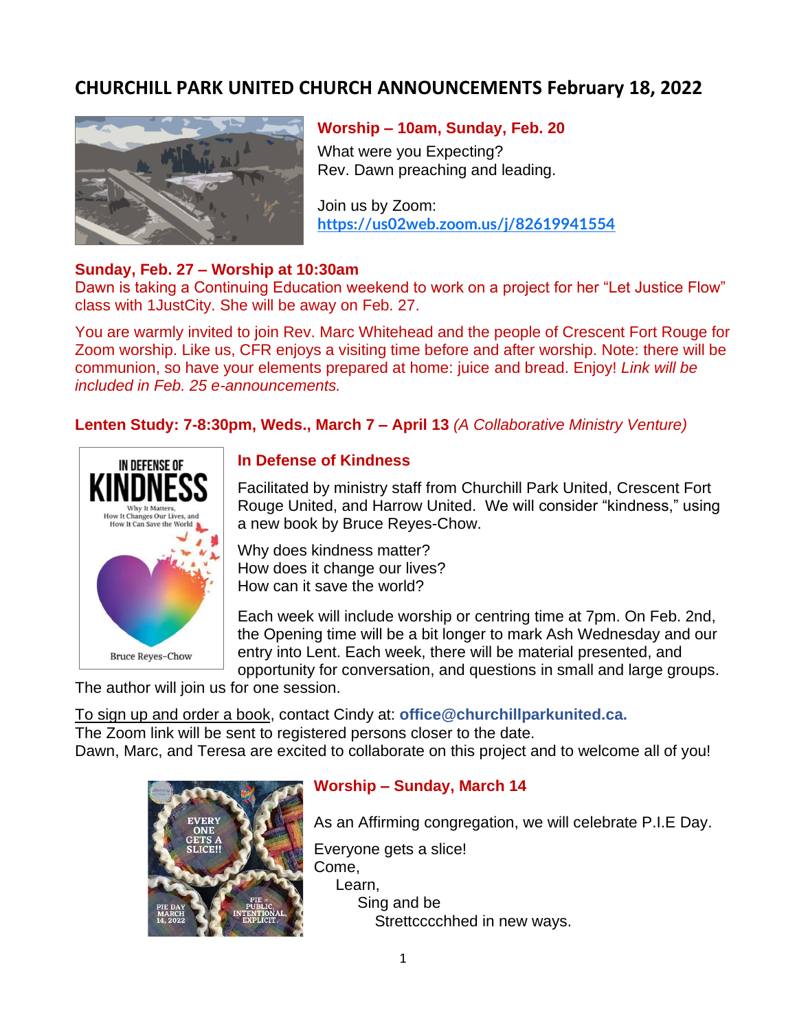# CHURCHILL PARK UNITED CHURCH ANNOUNCEMENTS February 18, 2022

### Worship – 10am, Sunday, Feb. 20

What were you Expecting?
Rev. Dawn preaching and leading.

Join us by Zoom: **https://us02web.zoom.us/j/82619941554**

### Sunday, Feb. 27 – Worship at 10:30am

Dawn is taking a Continuing Education weekend to work on a project for her "Let Justice Flow" class with 1JustCity. She will be away on Feb. 27.

You are warmly invited to join Rev. Marc Whitehead and the people of Crescent Fort Rouge for Zoom worship. Like us, CFR enjoys a visiting time before and after worship. Note: there will be communion, so have your elements prepared at home: juice and bread. Enjoy! *Link will be included in Feb. 25 e-announcements.*

### Lenten Study: 7-8:30pm, Weds., March 7 – April 13 *(A Collaborative Ministry Venture)*

**In Defense of Kindness**

Facilitated by ministry staff from Churchill Park United, Crescent Fort Rouge United, and Harrow United. We will consider "kindness," using a new book by Bruce Reyes-Chow.

Why does kindness matter?
How does it change our lives?
How can it save the world?

Each week will include worship or centring time at 7pm. On Feb. 2nd, the Opening time will be a bit longer to mark Ash Wednesday and our entry into Lent. Each week, there will be material presented, and opportunity for conversation, and questions in small and large groups. The author will join us for one session.

To sign up and order a book, contact Cindy at: **office@churchillparkunited.ca.**
The Zoom link will be sent to registered persons closer to the date.
Dawn, Marc, and Teresa are excited to collaborate on this project and to welcome all of you!

### Worship – Sunday, March 14

As an Affirming congregation, we will celebrate P.I.E Day.

Everyone gets a slice!
Come,
Learn,
Sing and be
Strettcccchhed in new ways.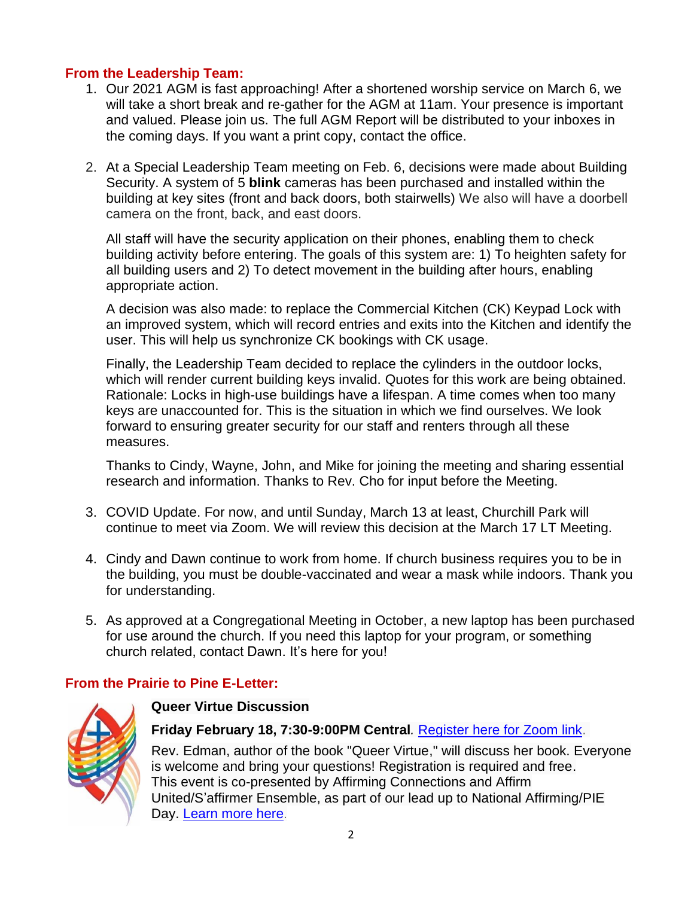## From the Leadership Team:

1. Our 2021 AGM is fast approaching! After a shortened worship service on March 6, we will take a short break and re-gather for the AGM at 11am. Your presence is important and valued. Please join us. The full AGM Report will be distributed to your inboxes in the coming days. If you want a print copy, contact the office.

2. At a Special Leadership Team meeting on Feb. 6, decisions were made about Building Security. A system of 5 **blink** cameras has been purchased and installed within the building at key sites (front and back doors, both stairwells) We also will have a doorbell camera on the front, back, and east doors.

   All staff will have the security application on their phones, enabling them to check building activity before entering. The goals of this system are: 1) To heighten safety for all building users and 2) To detect movement in the building after hours, enabling appropriate action.

   A decision was also made: to replace the Commercial Kitchen (CK) Keypad Lock with an improved system, which will record entries and exits into the Kitchen and identify the user. This will help us synchronize CK bookings with CK usage.

   Finally, the Leadership Team decided to replace the cylinders in the outdoor locks, which will render current building keys invalid. Quotes for this work are being obtained. Rationale: Locks in high-use buildings have a lifespan. A time comes when too many keys are unaccounted for. This is the situation in which we find ourselves. We look forward to ensuring greater security for our staff and renters through all these measures.

   Thanks to Cindy, Wayne, John, and Mike for joining the meeting and sharing essential research and information. Thanks to Rev. Cho for input before the Meeting.

3. COVID Update. For now, and until Sunday, March 13 at least, Churchill Park will continue to meet via Zoom. We will review this decision at the March 17 LT Meeting.

4. Cindy and Dawn continue to work from home. If church business requires you to be in the building, you must be double-vaccinated and wear a mask while indoors. Thank you for understanding.

5. As approved at a Congregational Meeting in October, a new laptop has been purchased for use around the church. If you need this laptop for your program, or something church related, contact Dawn. It's here for you!

## From the Prairie to Pine E-Letter:

**Queer Virtue Discussion**

**Friday February 18, 7:30-9:00PM Central**. Register here for Zoom link.

Rev. Edman, author of the book "Queer Virtue," will discuss her book. Everyone is welcome and bring your questions! Registration is required and free. This event is co-presented by Affirming Connections and Affirm United/S'affirmer Ensemble, as part of our lead up to National Affirming/PIE Day. Learn more here.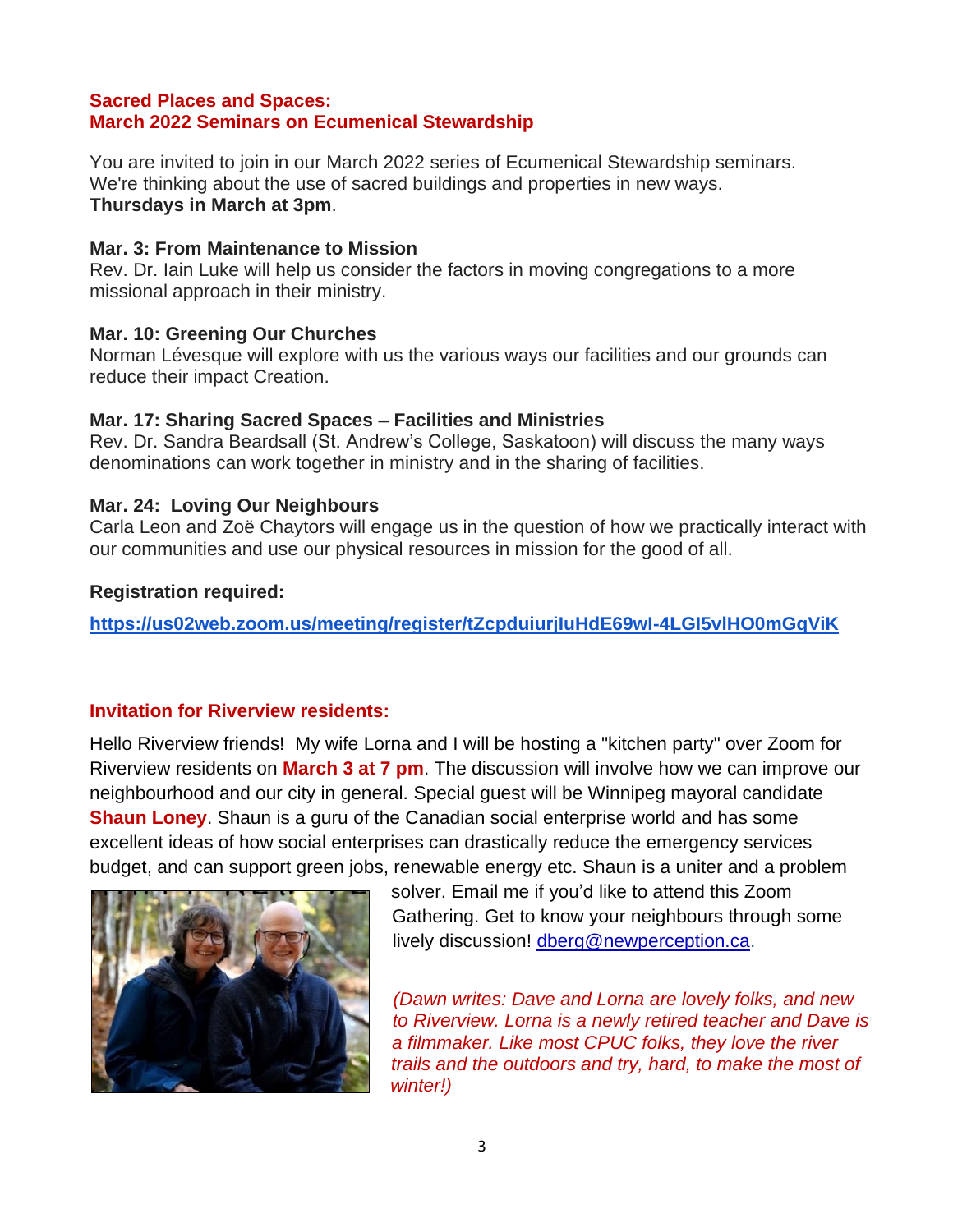**Sacred Places and Spaces:**
**March 2022 Seminars on Ecumenical Stewardship**

You are invited to join in our March 2022 series of Ecumenical Stewardship seminars. We're thinking about the use of sacred buildings and properties in new ways.
**Thursdays in March at 3pm**.

**Mar. 3: From Maintenance to Mission**
Rev. Dr. Iain Luke will help us consider the factors in moving congregations to a more missional approach in their ministry.

**Mar. 10: Greening Our Churches**
Norman Lévesque will explore with us the various ways our facilities and our grounds can reduce their impact Creation.

**Mar. 17: Sharing Sacred Spaces – Facilities and Ministries**
Rev. Dr. Sandra Beardsall (St. Andrew's College, Saskatoon) will discuss the many ways denominations can work together in ministry and in the sharing of facilities.

**Mar. 24: Loving Our Neighbours**
Carla Leon and Zoë Chaytors will engage us in the question of how we practically interact with our communities and use our physical resources in mission for the good of all.

**Registration required:**

https://us02web.zoom.us/meeting/register/tZcpduiurjIuHdE69wI-4LGI5vlHO0mGqViK

**Invitation for Riverview residents:**

Hello Riverview friends! My wife Lorna and I will be hosting a "kitchen party" over Zoom for Riverview residents on **March 3 at 7 pm**. The discussion will involve how we can improve our neighbourhood and our city in general. Special guest will be Winnipeg mayoral candidate **Shaun Loney**. Shaun is a guru of the Canadian social enterprise world and has some excellent ideas of how social enterprises can drastically reduce the emergency services budget, and can support green jobs, renewable energy etc. Shaun is a uniter and a problem solver. Email me if you'd like to attend this Zoom Gathering. Get to know your neighbours through some lively discussion! dberg@newperception.ca.

*(Dawn writes: Dave and Lorna are lovely folks, and new to Riverview. Lorna is a newly retired teacher and Dave is a filmmaker. Like most CPUC folks, they love the river trails and the outdoors and try, hard, to make the most of winter!)*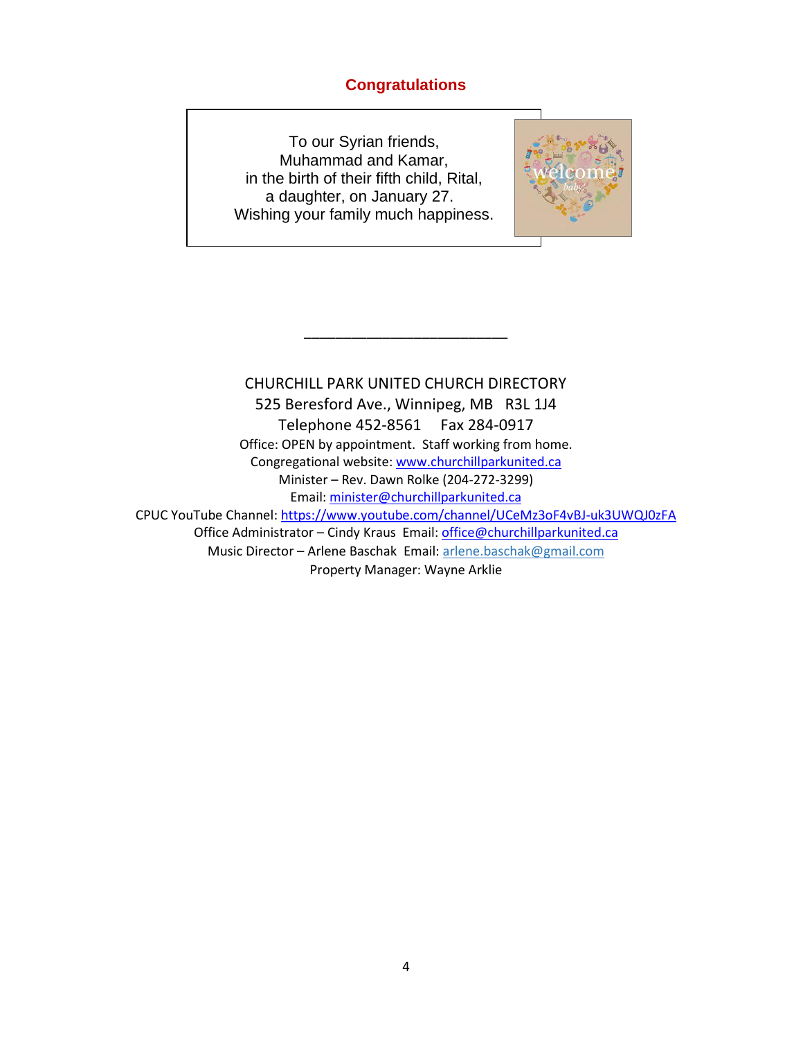## Congratulations

To our Syrian friends,
Muhammad and Kamar,
in the birth of their fifth child, Rital,
a daughter, on January 27.
Wishing your family much happiness.

---

CHURCHILL PARK UNITED CHURCH DIRECTORY
525 Beresford Ave., Winnipeg, MB R3L 1J4
Telephone 452-8561 Fax 284-0917
Office: OPEN by appointment. Staff working from home.
Congregational website: www.churchillparkunited.ca
Minister – Rev. Dawn Rolke (204-272-3299)
Email: minister@churchillparkunited.ca
CPUC YouTube Channel: https://www.youtube.com/channel/UCeMz3oF4vBJ-uk3UWQJ0zFA
Office Administrator – Cindy Kraus Email: office@churchillparkunited.ca
Music Director – Arlene Baschak Email: arlene.baschak@gmail.com
Property Manager: Wayne Arklie